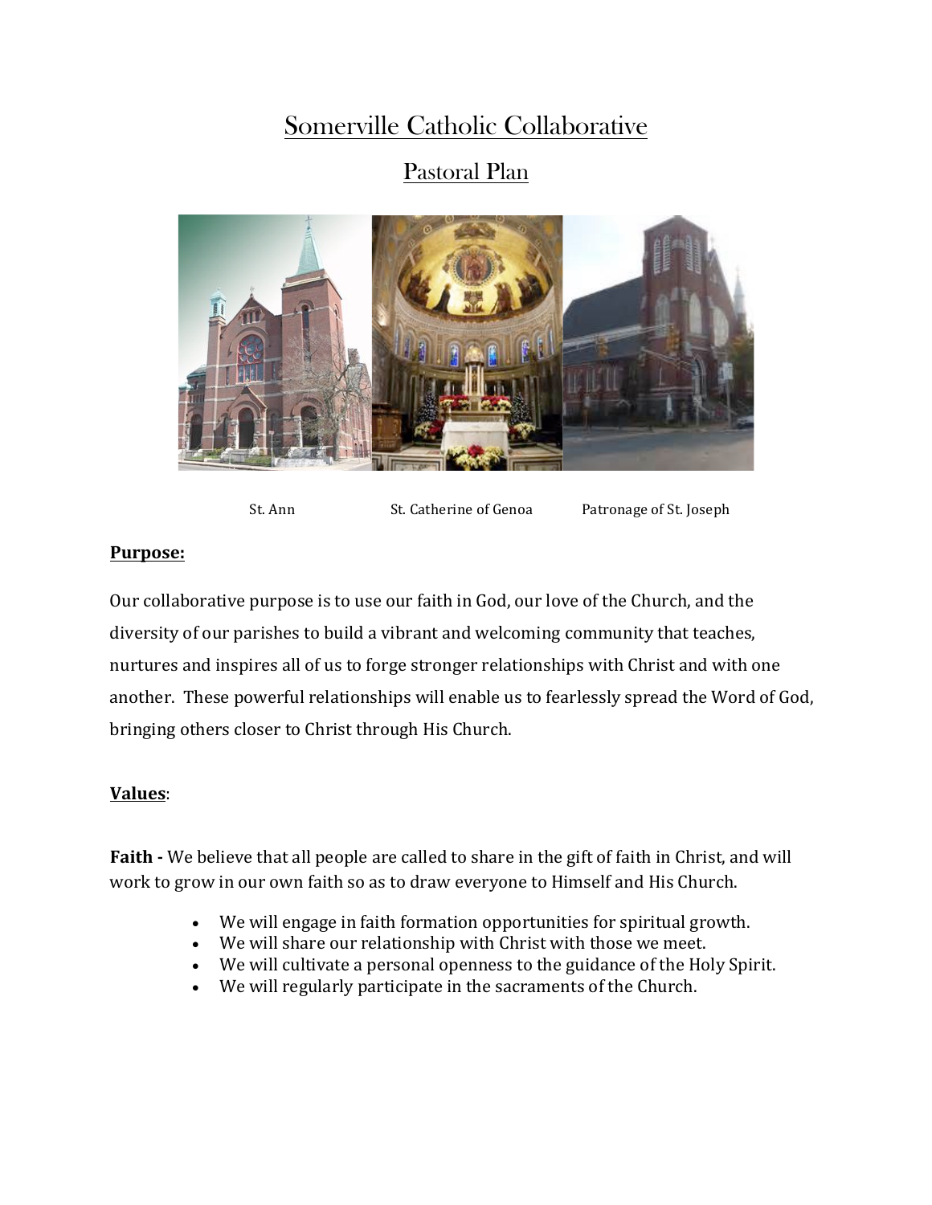# Somerville Catholic Collaborative

## Pastoral Plan

St. Ann St. Catherine of Genoa Patronage of St. Joseph

**Purpose:**

Our collaborative purpose is to use our faith in God, our love of the Church, and the diversity of our parishes to build a vibrant and welcoming community that teaches, nurtures and inspires all of us to forge stronger relationships with Christ and with one another. These powerful relationships will enable us to fearlessly spread the Word of God, bringing others closer to Christ through His Church.

**Values**:

**Faith -** We believe that all people are called to share in the gift of faith in Christ, and will work to grow in our own faith so as to draw everyone to Himself and His Church.

- We will engage in faith formation opportunities for spiritual growth.
- We will share our relationship with Christ with those we meet.
- We will cultivate a personal openness to the guidance of the Holy Spirit.
- We will regularly participate in the sacraments of the Church.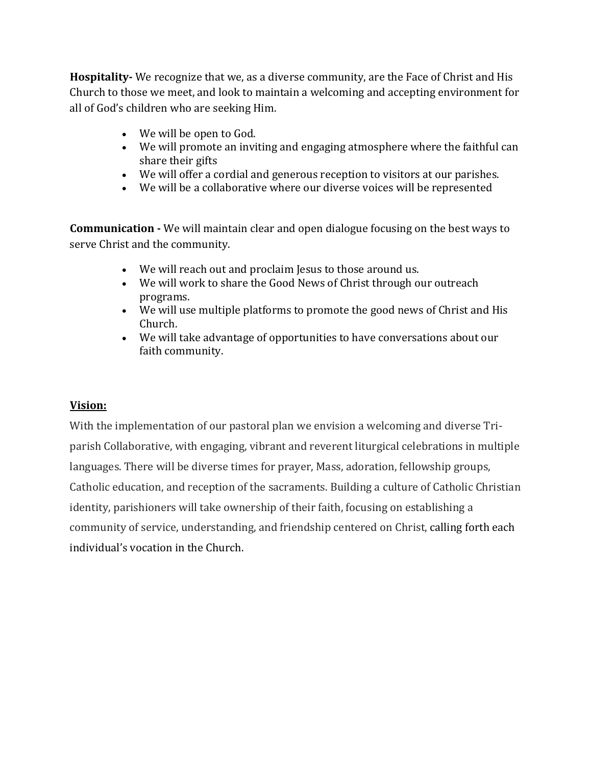**Hospitality-** We recognize that we, as a diverse community, are the Face of Christ and His Church to those we meet, and look to maintain a welcoming and accepting environment for all of God's children who are seeking Him.

- We will be open to God.
- We will promote an inviting and engaging atmosphere where the faithful can share their gifts
- We will offer a cordial and generous reception to visitors at our parishes.
- We will be a collaborative where our diverse voices will be represented

**Communication -** We will maintain clear and open dialogue focusing on the best ways to serve Christ and the community.

- We will reach out and proclaim Jesus to those around us.
- We will work to share the Good News of Christ through our outreach programs.
- We will use multiple platforms to promote the good news of Christ and His Church.
- We will take advantage of opportunities to have conversations about our faith community.

**Vision:**

With the implementation of our pastoral plan we envision a welcoming and diverse Tri-parish Collaborative, with engaging, vibrant and reverent liturgical celebrations in multiple languages. There will be diverse times for prayer, Mass, adoration, fellowship groups, Catholic education, and reception of the sacraments. Building a culture of Catholic Christian identity, parishioners will take ownership of their faith, focusing on establishing a community of service, understanding, and friendship centered on Christ, calling forth each individual's vocation in the Church.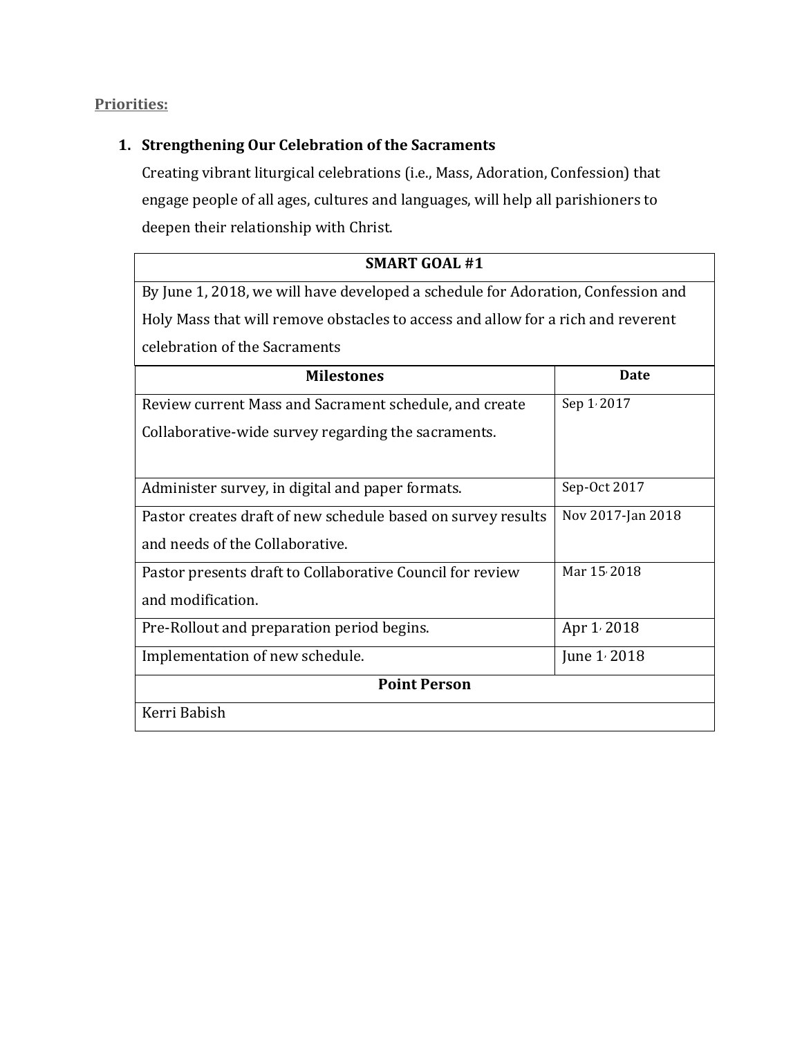## Priorities:

### 1. Strengthening Our Celebration of the Sacraments

Creating vibrant liturgical celebrations (i.e., Mass, Adoration, Confession) that engage people of all ages, cultures and languages, will help all parishioners to deepen their relationship with Christ.

| **SMART GOAL #1** | |
|---|---|
| By June 1, 2018, we will have developed a schedule for Adoration, Confession and Holy Mass that will remove obstacles to access and allow for a rich and reverent celebration of the Sacraments | |
| **Milestones** | **Date** |
| Review current Mass and Sacrament schedule, and create Collaborative-wide survey regarding the sacraments. | Sep 1, 2017 |
| Administer survey, in digital and paper formats. | Sep-Oct 2017 |
| Pastor creates draft of new schedule based on survey results and needs of the Collaborative. | Nov 2017-Jan 2018 |
| Pastor presents draft to Collaborative Council for review and modification. | Mar 15, 2018 |
| Pre-Rollout and preparation period begins. | Apr 1, 2018 |
| Implementation of new schedule. | June 1, 2018 |
| **Point Person** | |
| Kerri Babish | |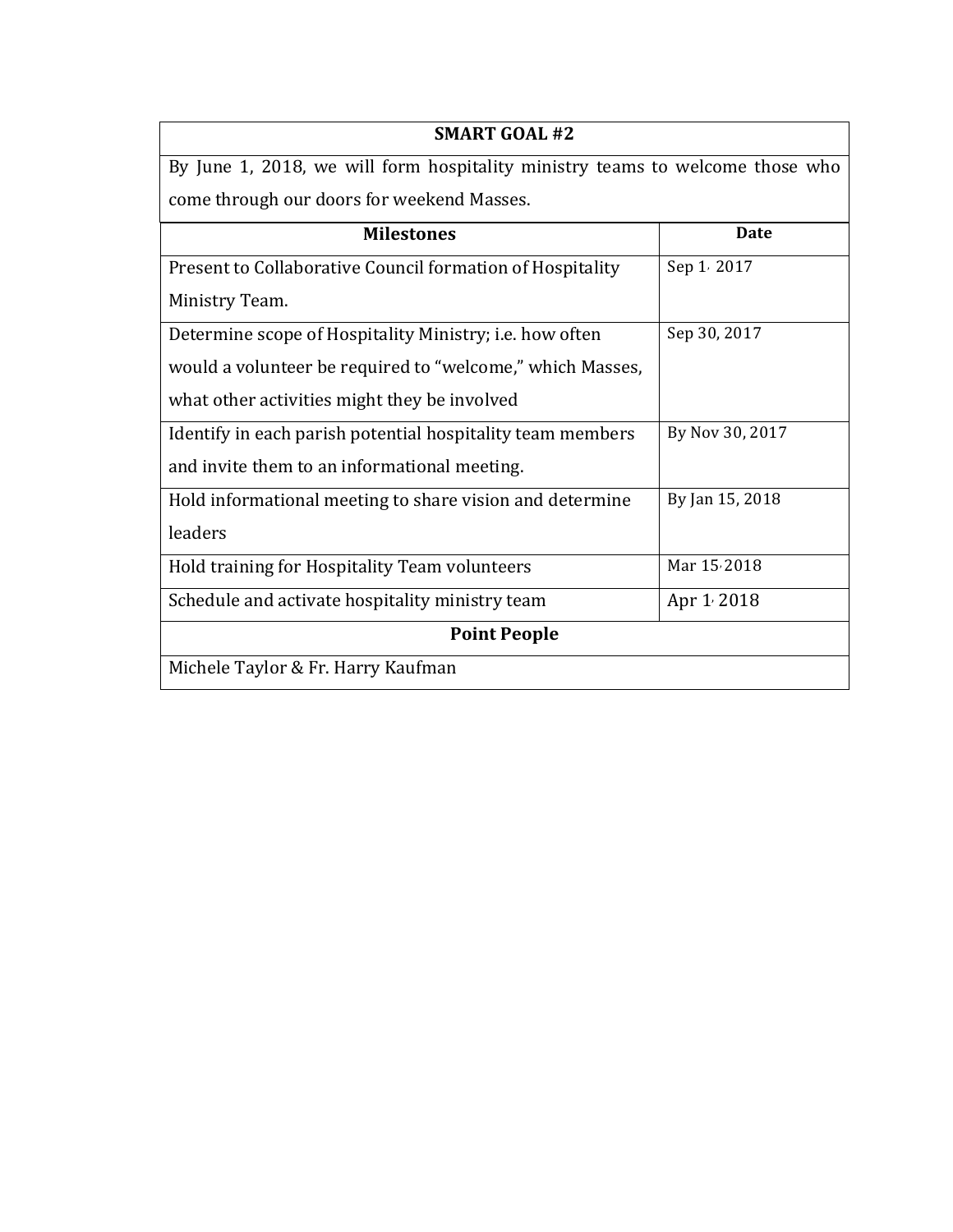| SMART GOAL #2 | |
|---|---|
| By June 1, 2018, we will form hospitality ministry teams to welcome those who come through our doors for weekend Masses. | |
| **Milestones** | **Date** |
| Present to Collaborative Council formation of Hospitality Ministry Team. | Sep 1, 2017 |
| Determine scope of Hospitality Ministry; i.e. how often would a volunteer be required to "welcome," which Masses, what other activities might they be involved | Sep 30, 2017 |
| Identify in each parish potential hospitality team members and invite them to an informational meeting. | By Nov 30, 2017 |
| Hold informational meeting to share vision and determine leaders | By Jan 15, 2018 |
| Hold training for Hospitality Team volunteers | Mar 15, 2018 |
| Schedule and activate hospitality ministry team | Apr 1, 2018 |
| **Point People** | |
| Michele Taylor & Fr. Harry Kaufman | |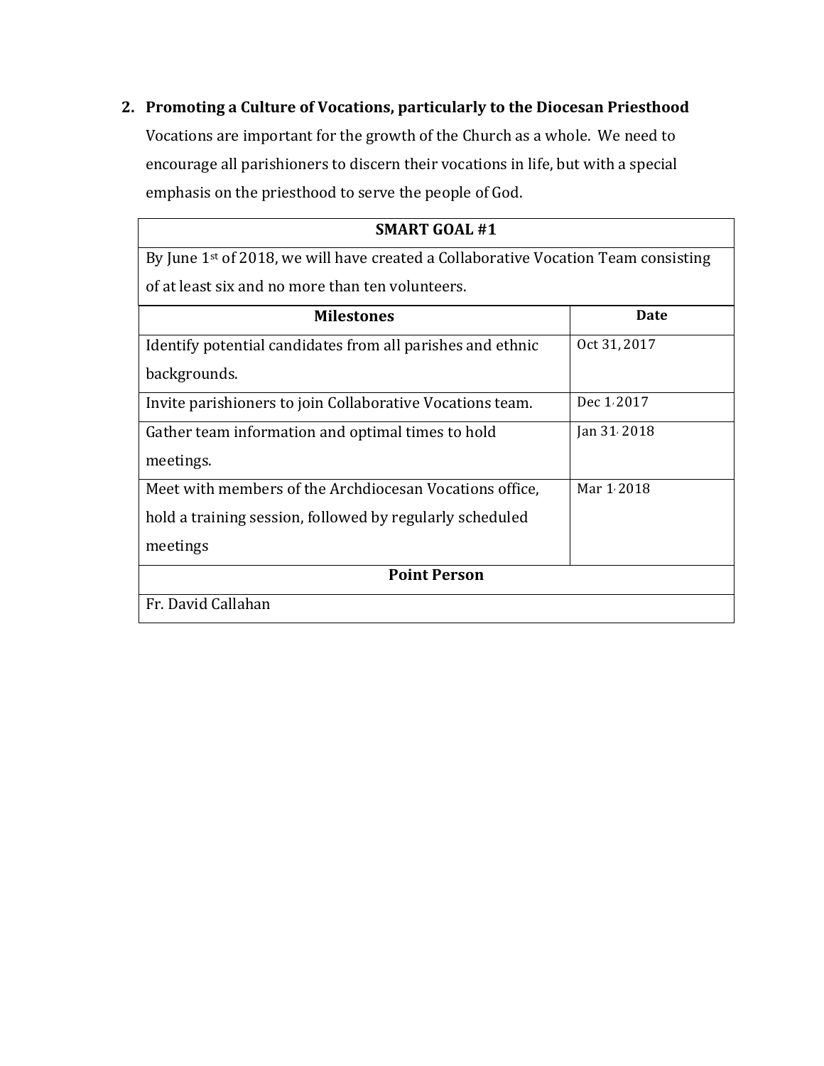## 2. Promoting a Culture of Vocations, particularly to the Diocesan Priesthood

Vocations are important for the growth of the Church as a whole. We need to encourage all parishioners to discern their vocations in life, but with a special emphasis on the priesthood to serve the people of God.

| **SMART GOAL #1** | |
|---|---|
| By June 1st of 2018, we will have created a Collaborative Vocation Team consisting of at least six and no more than ten volunteers. | |
| **Milestones** | **Date** |
| Identify potential candidates from all parishes and ethnic backgrounds. | Oct 31, 2017 |
| Invite parishioners to join Collaborative Vocations team. | Dec 1, 2017 |
| Gather team information and optimal times to hold meetings. | Jan 31, 2018 |
| Meet with members of the Archdiocesan Vocations office, hold a training session, followed by regularly scheduled meetings | Mar 1, 2018 |
| **Point Person** | |
| Fr. David Callahan | |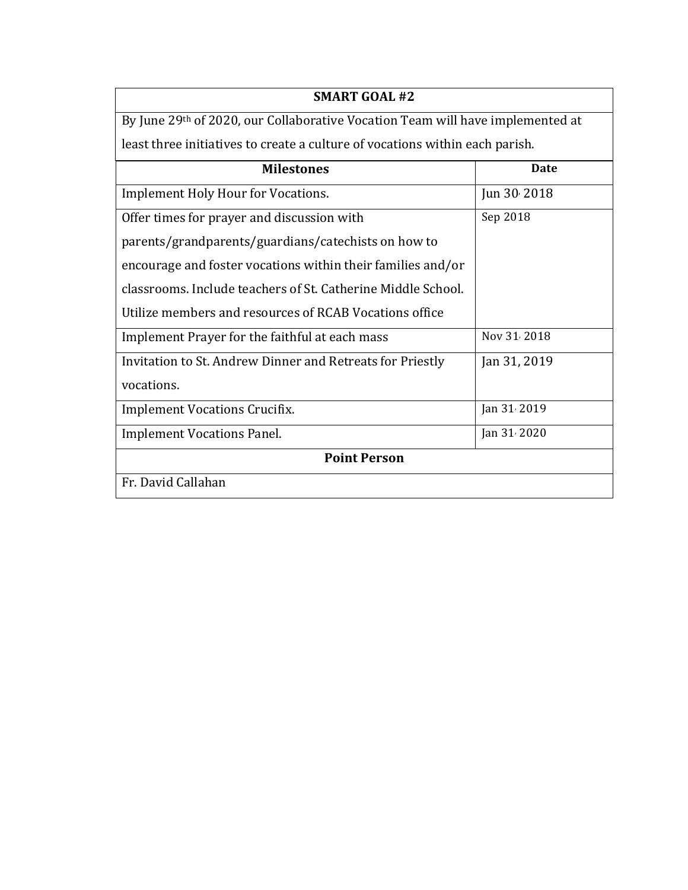| SMART GOAL #2 | |
| --- | --- |
| By June 29th of 2020, our Collaborative Vocation Team will have implemented at least three initiatives to create a culture of vocations within each parish. | |
| **Milestones** | **Date** |
| Implement Holy Hour for Vocations. | Jun 30, 2018 |
| Offer times for prayer and discussion with parents/grandparents/guardians/catechists on how to encourage and foster vocations within their families and/or classrooms. Include teachers of St. Catherine Middle School. Utilize members and resources of RCAB Vocations office | Sep 2018 |
| Implement Prayer for the faithful at each mass | Nov 31, 2018 |
| Invitation to St. Andrew Dinner and Retreats for Priestly vocations. | Jan 31, 2019 |
| Implement Vocations Crucifix. | Jan 31, 2019 |
| Implement Vocations Panel. | Jan 31, 2020 |
| **Point Person** | |
| Fr. David Callahan | |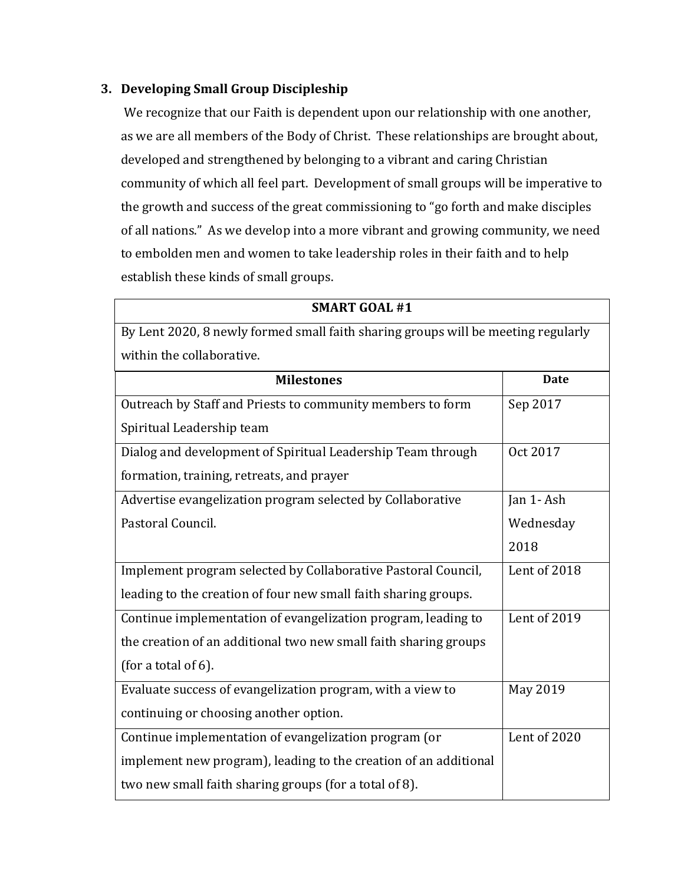### 3. Developing Small Group Discipleship

We recognize that our Faith is dependent upon our relationship with one another, as we are all members of the Body of Christ. These relationships are brought about, developed and strengthened by belonging to a vibrant and caring Christian community of which all feel part. Development of small groups will be imperative to the growth and success of the great commissioning to "go forth and make disciples of all nations." As we develop into a more vibrant and growing community, we need to embolden men and women to take leadership roles in their faith and to help establish these kinds of small groups.

| **SMART GOAL #1** | |
|---|---|
| By Lent 2020, 8 newly formed small faith sharing groups will be meeting regularly within the collaborative. | |
| **Milestones** | **Date** |
| Outreach by Staff and Priests to community members to form Spiritual Leadership team | Sep 2017 |
| Dialog and development of Spiritual Leadership Team through formation, training, retreats, and prayer | Oct 2017 |
| Advertise evangelization program selected by Collaborative Pastoral Council. | Jan 1- Ash Wednesday 2018 |
| Implement program selected by Collaborative Pastoral Council, leading to the creation of four new small faith sharing groups. | Lent of 2018 |
| Continue implementation of evangelization program, leading to the creation of an additional two new small faith sharing groups (for a total of 6). | Lent of 2019 |
| Evaluate success of evangelization program, with a view to continuing or choosing another option. | May 2019 |
| Continue implementation of evangelization program (or implement new program), leading to the creation of an additional two new small faith sharing groups (for a total of 8). | Lent of 2020 |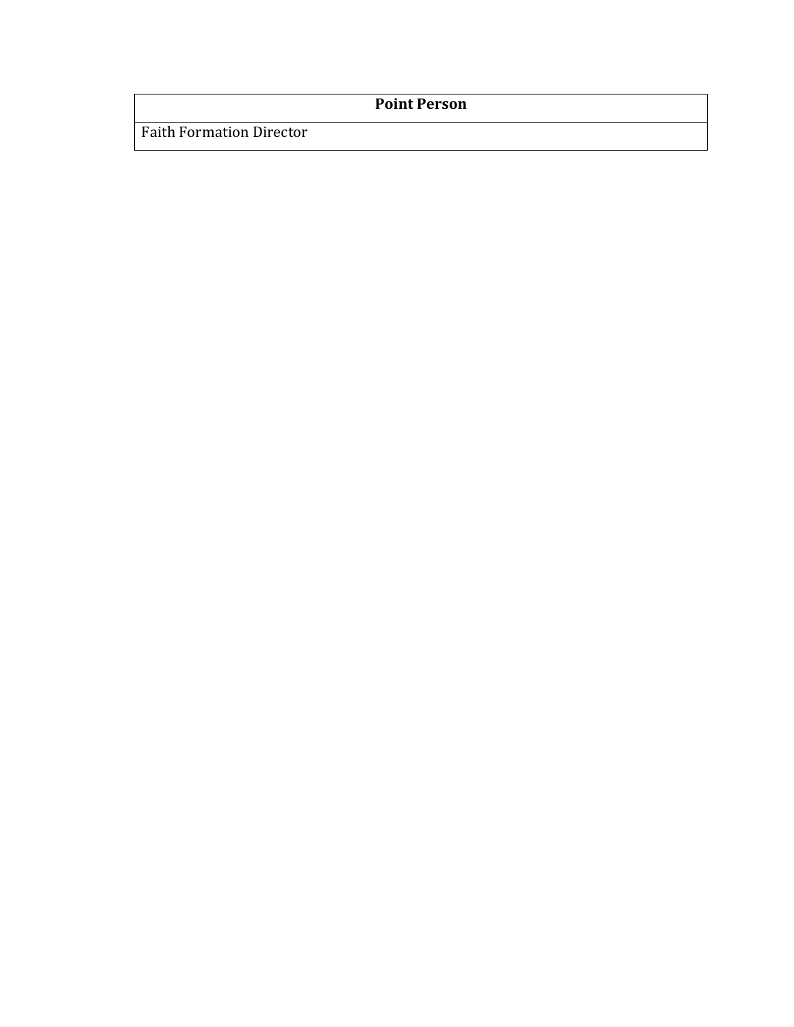| Point Person |
| --- |
| Faith Formation Director |